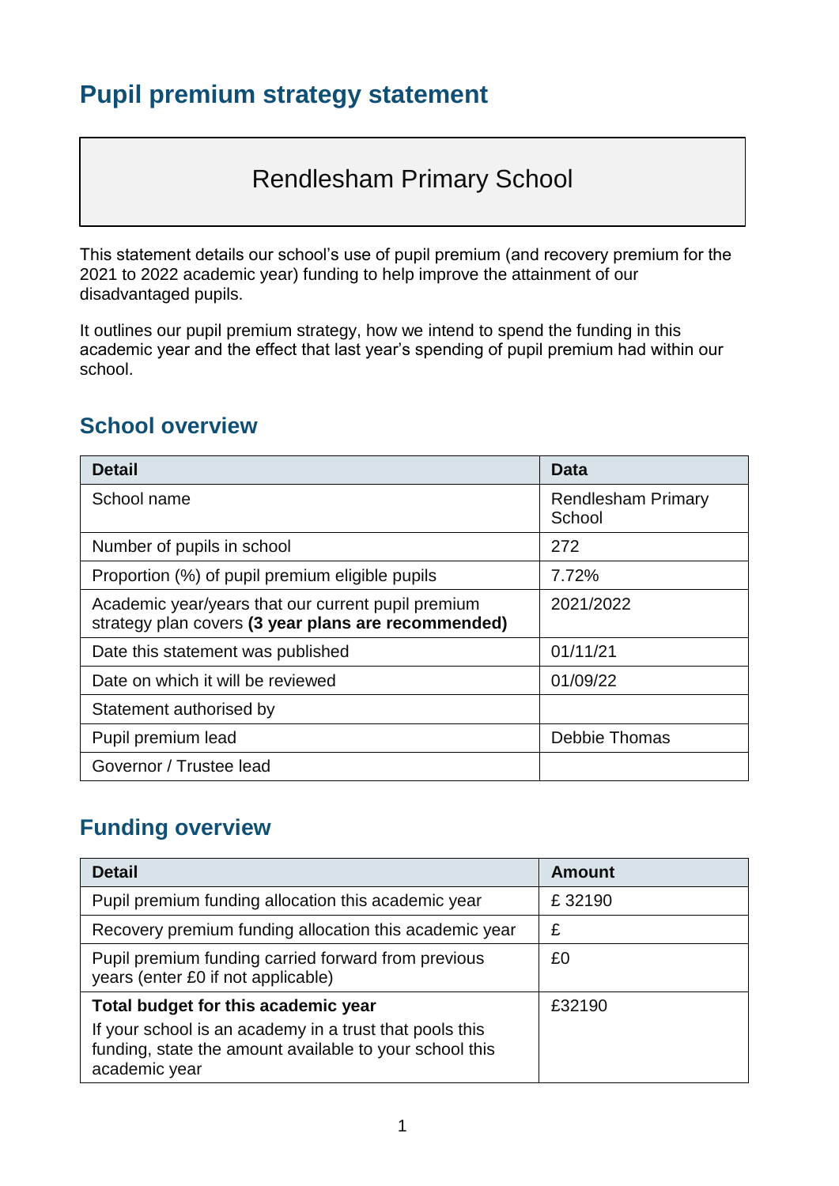# Pupil premium strategy statement

## Rendlesham Primary School

This statement details our school's use of pupil premium (and recovery premium for the 2021 to 2022 academic year) funding to help improve the attainment of our disadvantaged pupils.

It outlines our pupil premium strategy, how we intend to spend the funding in this academic year and the effect that last year's spending of pupil premium had within our school.

## School overview

| Detail | Data |
|---|---|
| School name | Rendlesham Primary School |
| Number of pupils in school | 272 |
| Proportion (%) of pupil premium eligible pupils | 7.72% |
| Academic year/years that our current pupil premium strategy plan covers **(3 year plans are recommended)** | 2021/2022 |
| Date this statement was published | 01/11/21 |
| Date on which it will be reviewed | 01/09/22 |
| Statement authorised by | |
| Pupil premium lead | Debbie Thomas |
| Governor / Trustee lead | |

## Funding overview

| Detail | Amount |
|---|---|
| Pupil premium funding allocation this academic year | £ 32190 |
| Recovery premium funding allocation this academic year | £ |
| Pupil premium funding carried forward from previous years (enter £0 if not applicable) | £0 |
| **Total budget for this academic year**<br>If your school is an academy in a trust that pools this funding, state the amount available to your school this academic year | £32190 |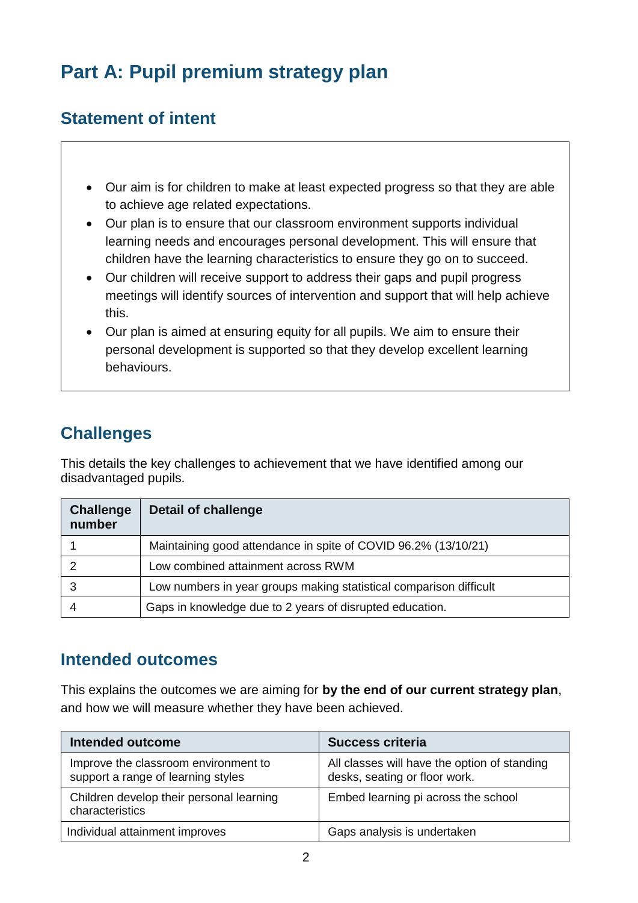# Part A: Pupil premium strategy plan

## Statement of intent

- Our aim is for children to make at least expected progress so that they are able to achieve age related expectations.
- Our plan is to ensure that our classroom environment supports individual learning needs and encourages personal development. This will ensure that children have the learning characteristics to ensure they go on to succeed.
- Our children will receive support to address their gaps and pupil progress meetings will identify sources of intervention and support that will help achieve this.
- Our plan is aimed at ensuring equity for all pupils. We aim to ensure their personal development is supported so that they develop excellent learning behaviours.

## Challenges

This details the key challenges to achievement that we have identified among our disadvantaged pupils.

| Challenge number | Detail of challenge |
| --- | --- |
| 1 | Maintaining good attendance in spite of COVID 96.2% (13/10/21) |
| 2 | Low combined attainment across RWM |
| 3 | Low numbers in year groups making statistical comparison difficult |
| 4 | Gaps in knowledge due to 2 years of disrupted education. |

## Intended outcomes

This explains the outcomes we are aiming for **by the end of our current strategy plan**, and how we will measure whether they have been achieved.

| Intended outcome | Success criteria |
| --- | --- |
| Improve the classroom environment to support a range of learning styles | All classes will have the option of standing desks, seating or floor work. |
| Children develop their personal learning characteristics | Embed learning pi across the school |
| Individual attainment improves | Gaps analysis is undertaken |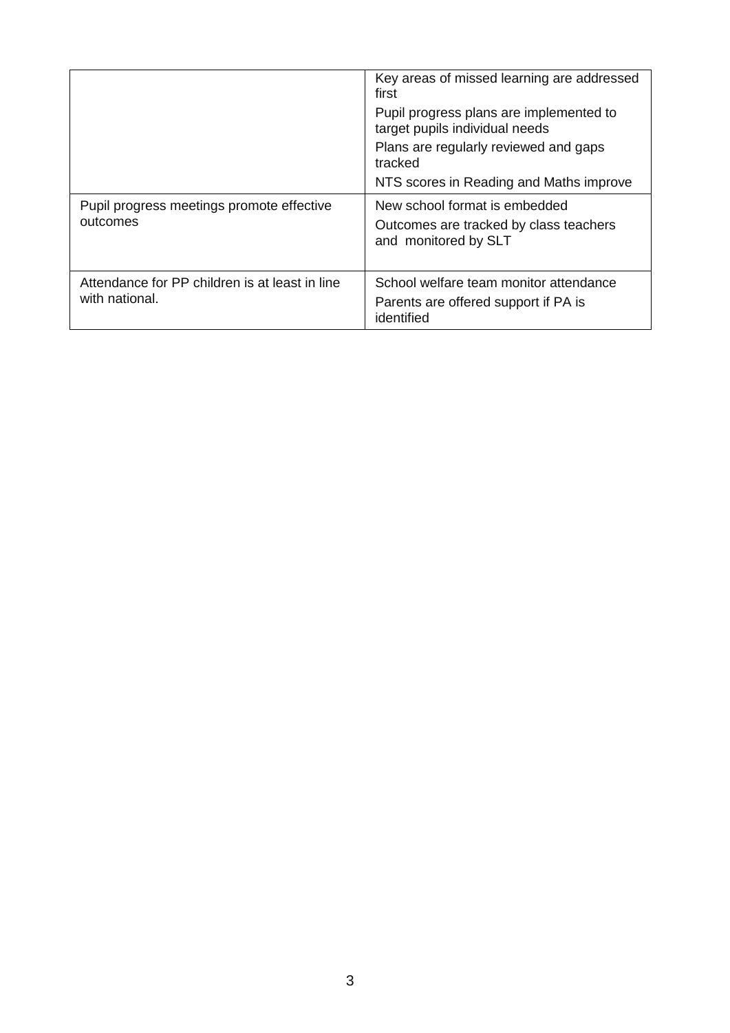| | |
|---|---|
| | Key areas of missed learning are addressed first<br>Pupil progress plans are implemented to target pupils individual needs<br>Plans are regularly reviewed and gaps tracked<br>NTS scores in Reading and Maths improve |
| Pupil progress meetings promote effective outcomes | New school format is embedded<br>Outcomes are tracked by class teachers and monitored by SLT |
| Attendance for PP children is at least in line with national. | School welfare team monitor attendance<br>Parents are offered support if PA is identified |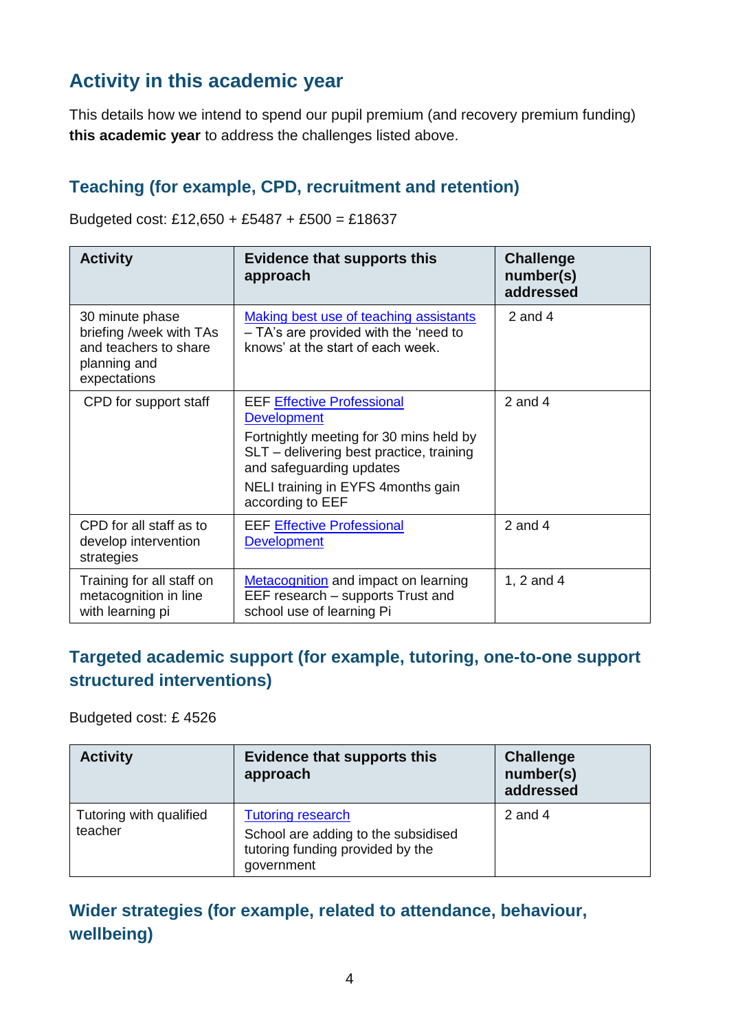## Activity in this academic year

This details how we intend to spend our pupil premium (and recovery premium funding) **this academic year** to address the challenges listed above.

### Teaching (for example, CPD, recruitment and retention)

Budgeted cost: £12,650 + £5487 + £500 = £18637

| Activity | Evidence that supports this approach | Challenge number(s) addressed |
|---|---|---|
| 30 minute phase briefing /week with TAs and teachers to share planning and expectations | Making best use of teaching assistants – TA's are provided with the 'need to knows' at the start of each week. | 2 and 4 |
| CPD for support staff | EEF Effective Professional Development<br>Fortnightly meeting for 30 mins held by SLT – delivering best practice, training and safeguarding updates<br>NELI training in EYFS 4months gain according to EEF | 2 and 4 |
| CPD for all staff as to develop intervention strategies | EEF Effective Professional Development | 2 and 4 |
| Training for all staff on metacognition in line with learning pi | Metacognition and impact on learning EEF research – supports Trust and school use of learning Pi | 1, 2 and 4 |

### Targeted academic support (for example, tutoring, one-to-one support structured interventions)

Budgeted cost: £ 4526

| Activity | Evidence that supports this approach | Challenge number(s) addressed |
|---|---|---|
| Tutoring with qualified teacher | Tutoring research<br>School are adding to the subsidised tutoring funding provided by the government | 2 and 4 |

### Wider strategies (for example, related to attendance, behaviour, wellbeing)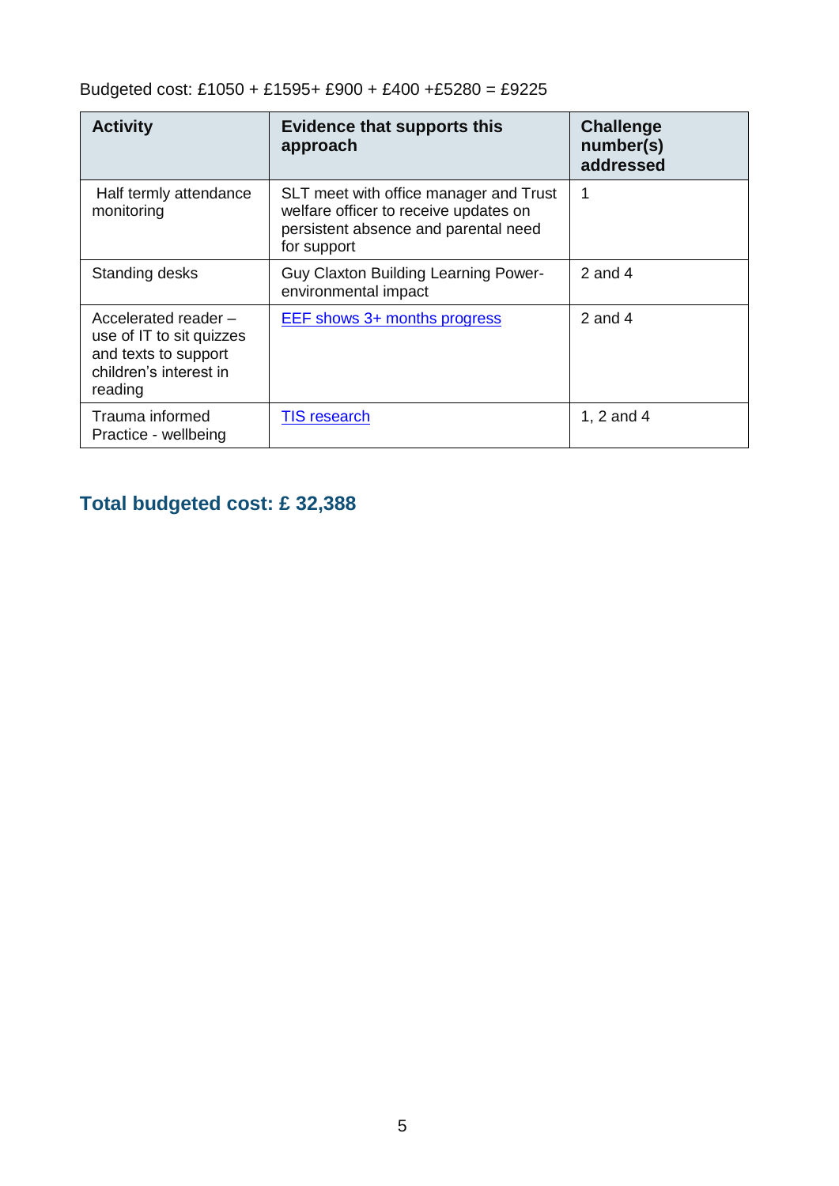Budgeted cost: £1050 + £1595+ £900 + £400 +£5280 = £9225

| Activity | Evidence that supports this approach | Challenge number(s) addressed |
|---|---|---|
| Half termly attendance monitoring | SLT meet with office manager and Trust welfare officer to receive updates on persistent absence and parental need for support | 1 |
| Standing desks | Guy Claxton Building Learning Power- environmental impact | 2 and 4 |
| Accelerated reader – use of IT to sit quizzes and texts to support children's interest in reading | EEF shows 3+ months progress | 2 and 4 |
| Trauma informed Practice - wellbeing | TIS research | 1, 2 and 4 |

## Total budgeted cost: £ 32,388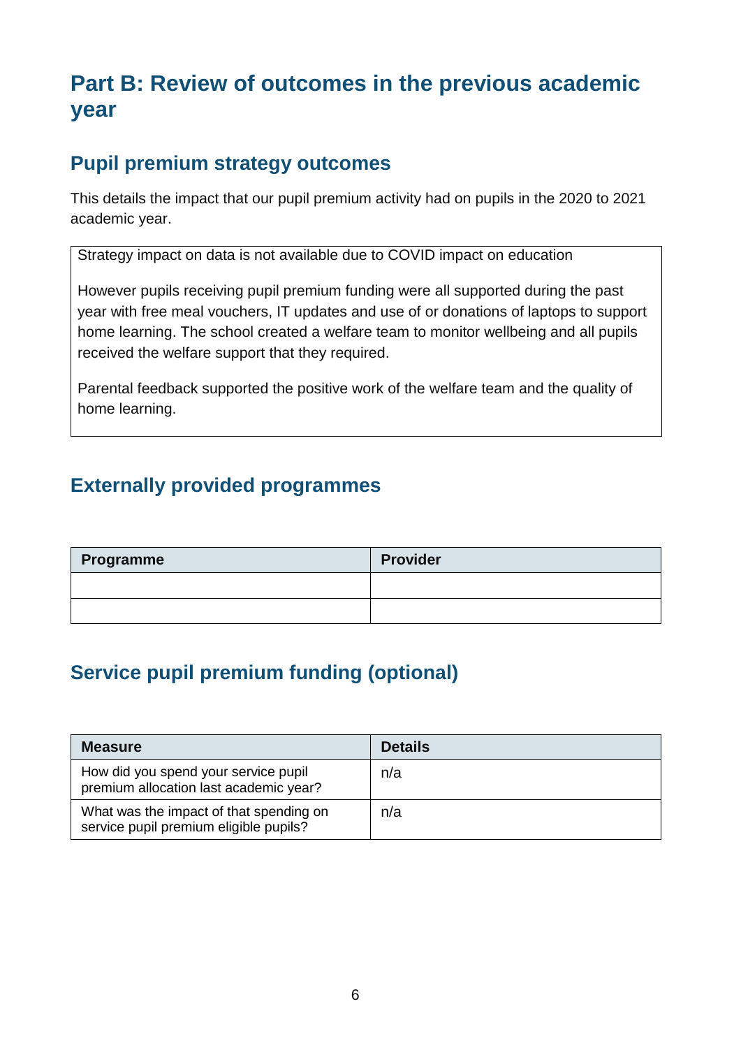# Part B: Review of outcomes in the previous academic year

## Pupil premium strategy outcomes

This details the impact that our pupil premium activity had on pupils in the 2020 to 2021 academic year.

Strategy impact on data is not available due to COVID impact on education

However pupils receiving pupil premium funding were all supported during the past year with free meal vouchers, IT updates and use of or donations of laptops to support home learning. The school created a welfare team to monitor wellbeing and all pupils received the welfare support that they required.

Parental feedback supported the positive work of the welfare team and the quality of home learning.

## Externally provided programmes

| Programme | Provider |
| --- | --- |
| | |
| | |

## Service pupil premium funding (optional)

| Measure | Details |
| --- | --- |
| How did you spend your service pupil premium allocation last academic year? | n/a |
| What was the impact of that spending on service pupil premium eligible pupils? | n/a |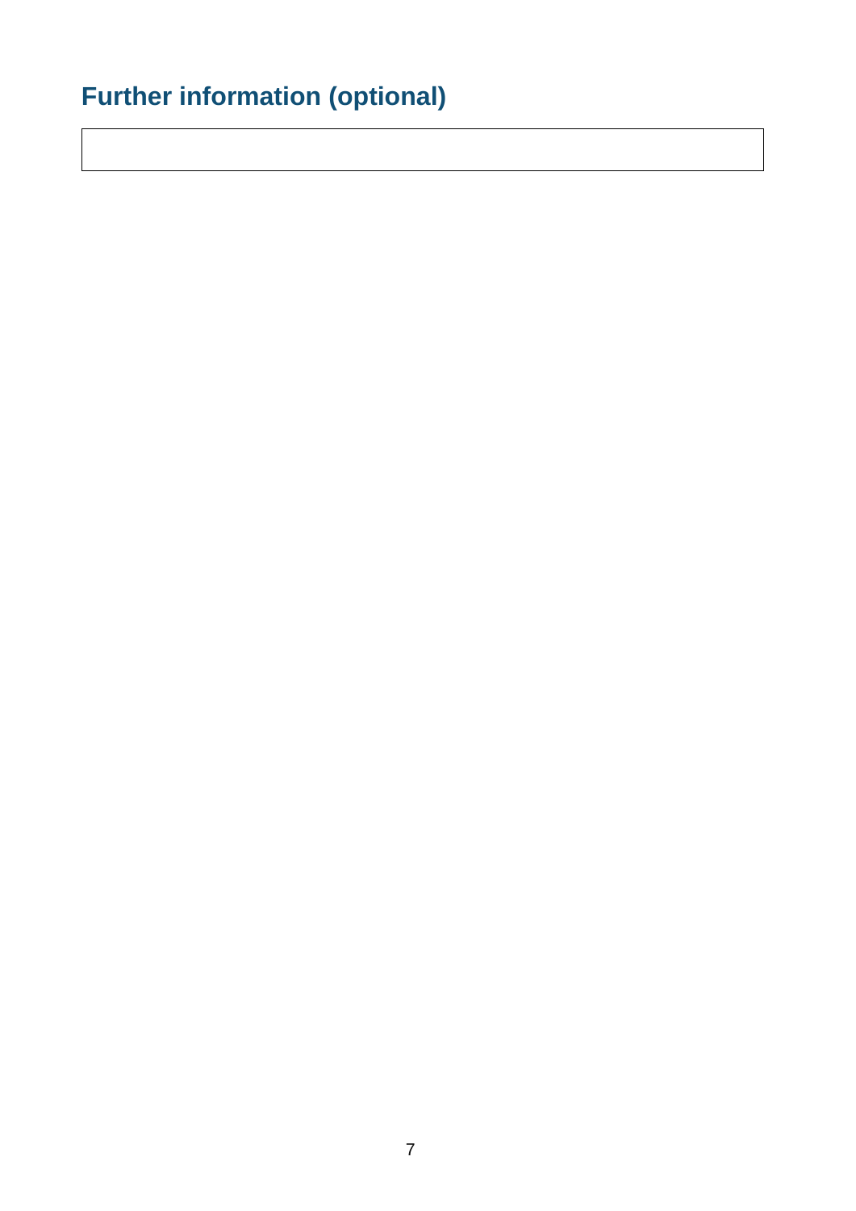## Further information (optional)

| |
|---|
| |